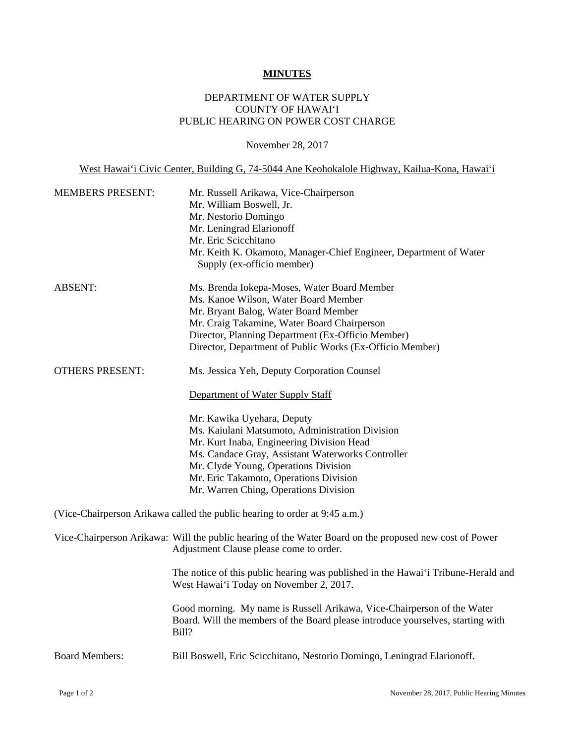**MINUTES**

DEPARTMENT OF WATER SUPPLY
COUNTY OF HAWAIʻI
PUBLIC HEARING ON POWER COST CHARGE

November 28, 2017

West Hawaiʻi Civic Center, Building G, 74-5044 Ane Keohokalole Highway, Kailua-Kona, Hawaiʻi

MEMBERS PRESENT:
Mr. Russell Arikawa, Vice-Chairperson
Mr. William Boswell, Jr.
Mr. Nestorio Domingo
Mr. Leningrad Elarionoff
Mr. Eric Scicchitano
Mr. Keith K. Okamoto, Manager-Chief Engineer, Department of Water Supply (ex-officio member)

ABSENT:
Ms. Brenda Iokepa-Moses, Water Board Member
Ms. Kanoe Wilson, Water Board Member
Mr. Bryant Balog, Water Board Member
Mr. Craig Takamine, Water Board Chairperson
Director, Planning Department (Ex-Officio Member)
Director, Department of Public Works (Ex-Officio Member)

OTHERS PRESENT:
Ms. Jessica Yeh, Deputy Corporation Counsel

Department of Water Supply Staff

Mr. Kawika Uyehara, Deputy
Ms. Kaiulani Matsumoto, Administration Division
Mr. Kurt Inaba, Engineering Division Head
Ms. Candace Gray, Assistant Waterworks Controller
Mr. Clyde Young, Operations Division
Mr. Eric Takamoto, Operations Division
Mr. Warren Ching, Operations Division

(Vice-Chairperson Arikawa called the public hearing to order at 9:45 a.m.)

Vice-Chairperson Arikawa: Will the public hearing of the Water Board on the proposed new cost of Power Adjustment Clause please come to order.

The notice of this public hearing was published in the Hawaiʻi Tribune-Herald and West Hawaiʻi Today on November 2, 2017.

Good morning. My name is Russell Arikawa, Vice-Chairperson of the Water Board. Will the members of the Board please introduce yourselves, starting with Bill?

Board Members: Bill Boswell, Eric Scicchitano, Nestorio Domingo, Leningrad Elarionoff.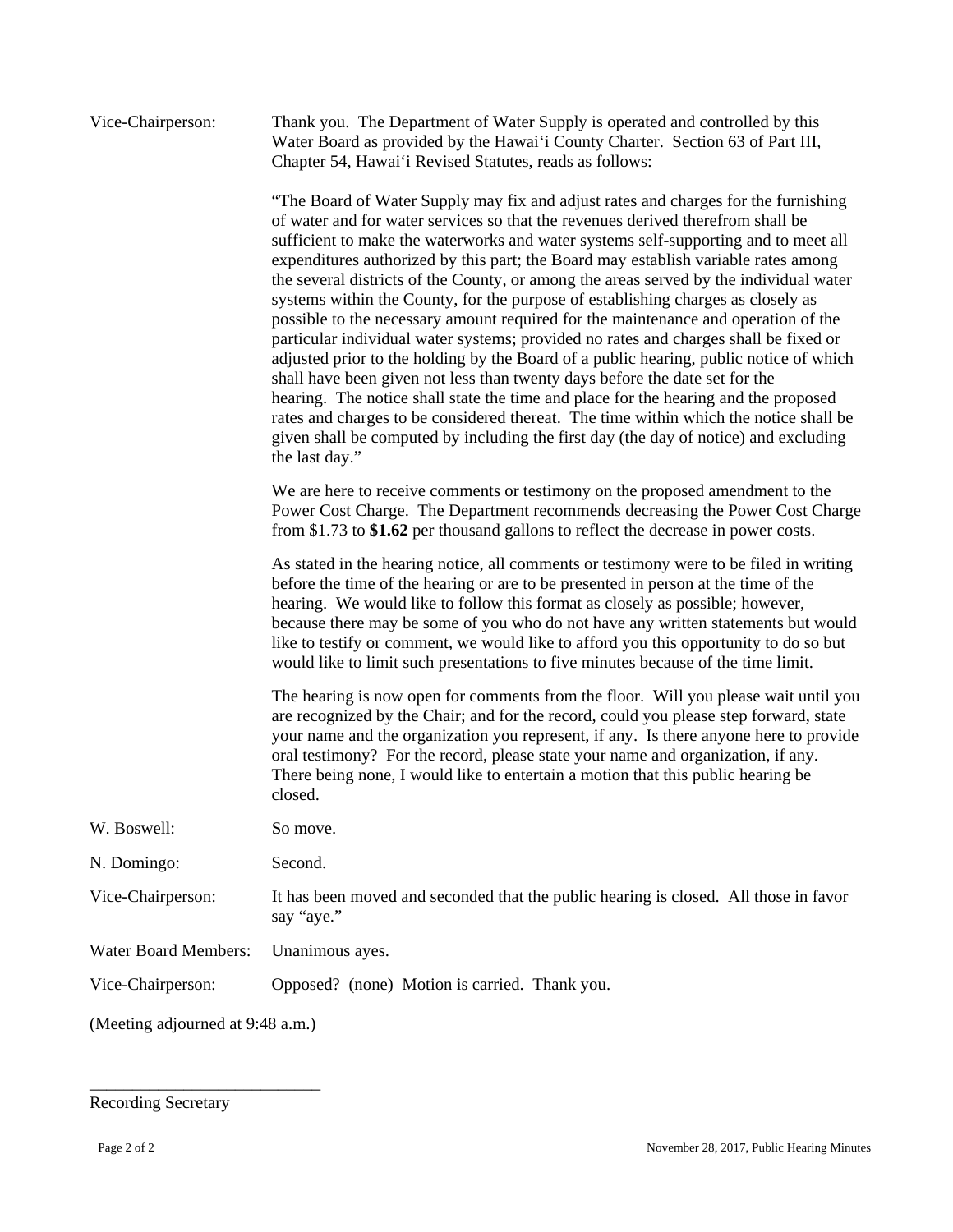Vice-Chairperson: Thank you. The Department of Water Supply is operated and controlled by this Water Board as provided by the Hawai'i County Charter. Section 63 of Part III, Chapter 54, Hawai'i Revised Statutes, reads as follows:

"The Board of Water Supply may fix and adjust rates and charges for the furnishing of water and for water services so that the revenues derived therefrom shall be sufficient to make the waterworks and water systems self-supporting and to meet all expenditures authorized by this part; the Board may establish variable rates among the several districts of the County, or among the areas served by the individual water systems within the County, for the purpose of establishing charges as closely as possible to the necessary amount required for the maintenance and operation of the particular individual water systems; provided no rates and charges shall be fixed or adjusted prior to the holding by the Board of a public hearing, public notice of which shall have been given not less than twenty days before the date set for the hearing. The notice shall state the time and place for the hearing and the proposed rates and charges to be considered thereat. The time within which the notice shall be given shall be computed by including the first day (the day of notice) and excluding the last day."

We are here to receive comments or testimony on the proposed amendment to the Power Cost Charge. The Department recommends decreasing the Power Cost Charge from $1.73 to **$1.62** per thousand gallons to reflect the decrease in power costs.

As stated in the hearing notice, all comments or testimony were to be filed in writing before the time of the hearing or are to be presented in person at the time of the hearing. We would like to follow this format as closely as possible; however, because there may be some of you who do not have any written statements but would like to testify or comment, we would like to afford you this opportunity to do so but would like to limit such presentations to five minutes because of the time limit.

The hearing is now open for comments from the floor. Will you please wait until you are recognized by the Chair; and for the record, could you please step forward, state your name and the organization you represent, if any. Is there anyone here to provide oral testimony? For the record, please state your name and organization, if any. There being none, I would like to entertain a motion that this public hearing be closed.

W. Boswell: So move.

N. Domingo: Second.

Vice-Chairperson: It has been moved and seconded that the public hearing is closed. All those in favor say "aye."

Water Board Members: Unanimous ayes.

Vice-Chairperson: Opposed? (none) Motion is carried. Thank you.

(Meeting adjourned at 9:48 a.m.)

\_\_\_\_\_\_\_\_\_\_\_\_\_\_\_\_\_\_\_\_\_\_\_\_\_\_\_\_

Recording Secretary